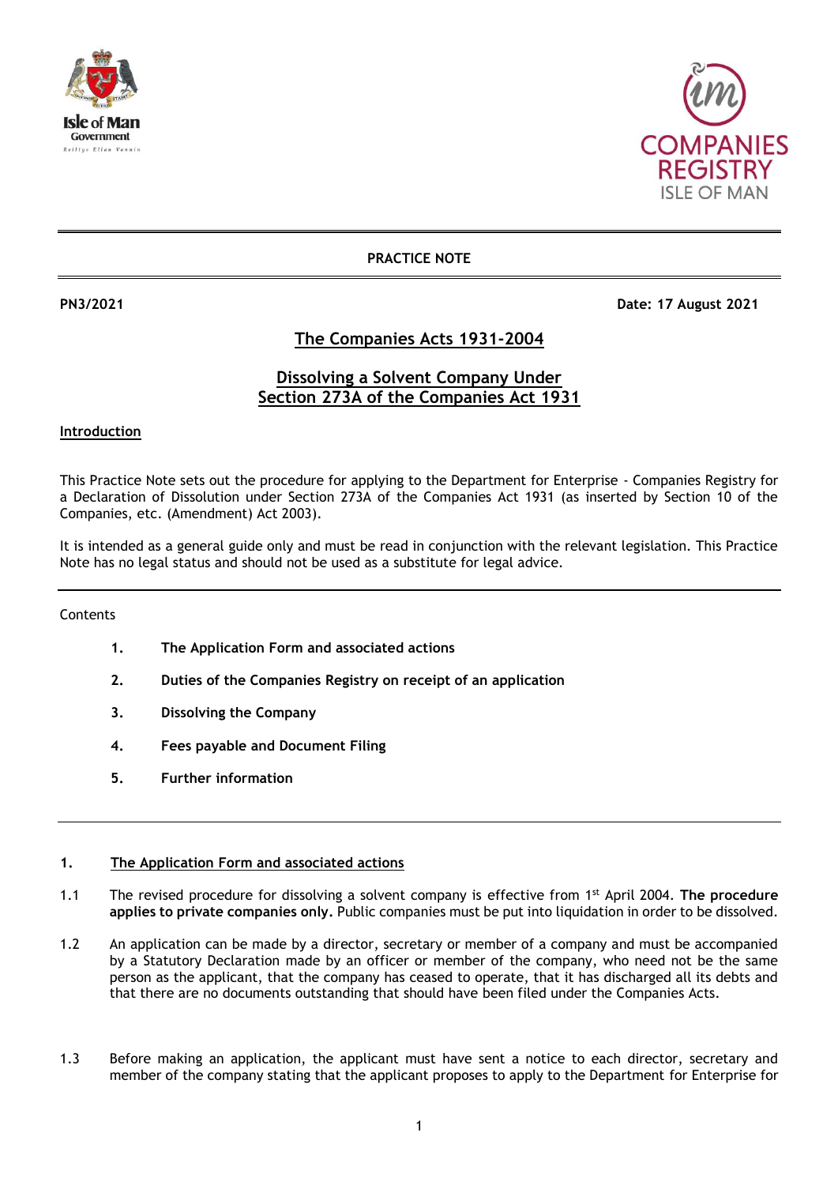**PRACTICE NOTE**

**PN3/2021** **Date: 17 August 2021**

# The Companies Acts 1931-2004

## Dissolving a Solvent Company Under Section 273A of the Companies Act 1931

### Introduction

This Practice Note sets out the procedure for applying to the Department for Enterprise - Companies Registry for a Declaration of Dissolution under Section 273A of the Companies Act 1931 (as inserted by Section 10 of the Companies, etc. (Amendment) Act 2003).

It is intended as a general guide only and must be read in conjunction with the relevant legislation. This Practice Note has no legal status and should not be used as a substitute for legal advice.

Contents

1. **The Application Form and associated actions**
2. **Duties of the Companies Registry on receipt of an application**
3. **Dissolving the Company**
4. **Fees payable and Document Filing**
5. **Further information**

### 1. The Application Form and associated actions

1.1 The revised procedure for dissolving a solvent company is effective from 1st April 2004. **The procedure applies to private companies only.** Public companies must be put into liquidation in order to be dissolved.

1.2 An application can be made by a director, secretary or member of a company and must be accompanied by a Statutory Declaration made by an officer or member of the company, who need not be the same person as the applicant, that the company has ceased to operate, that it has discharged all its debts and that there are no documents outstanding that should have been filed under the Companies Acts.

1.3 Before making an application, the applicant must have sent a notice to each director, secretary and member of the company stating that the applicant proposes to apply to the Department for Enterprise for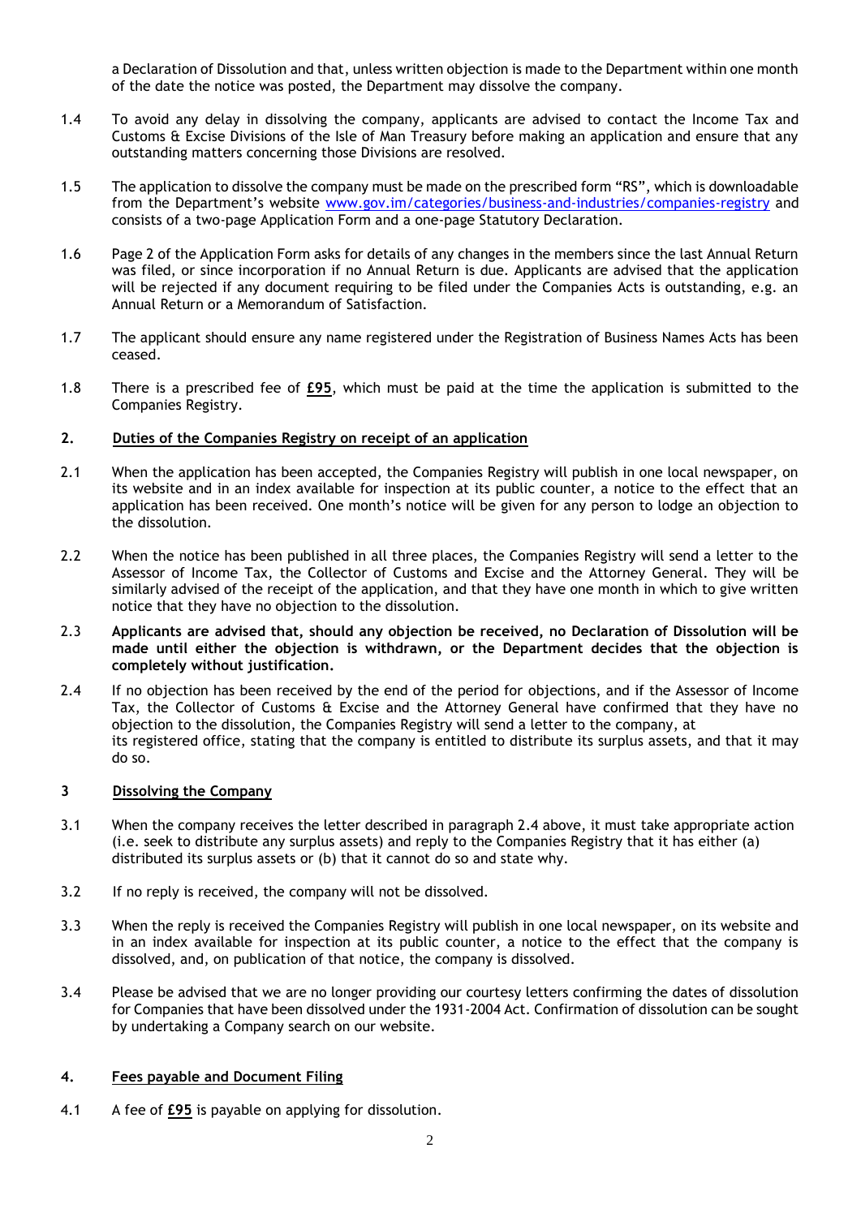a Declaration of Dissolution and that, unless written objection is made to the Department within one month of the date the notice was posted, the Department may dissolve the company.

1.4 To avoid any delay in dissolving the company, applicants are advised to contact the Income Tax and Customs & Excise Divisions of the Isle of Man Treasury before making an application and ensure that any outstanding matters concerning those Divisions are resolved.

1.5 The application to dissolve the company must be made on the prescribed form "RS", which is downloadable from the Department's website www.gov.im/categories/business-and-industries/companies-registry and consists of a two-page Application Form and a one-page Statutory Declaration.

1.6 Page 2 of the Application Form asks for details of any changes in the members since the last Annual Return was filed, or since incorporation if no Annual Return is due. Applicants are advised that the application will be rejected if any document requiring to be filed under the Companies Acts is outstanding, e.g. an Annual Return or a Memorandum of Satisfaction.

1.7 The applicant should ensure any name registered under the Registration of Business Names Acts has been ceased.

1.8 There is a prescribed fee of **£95**, which must be paid at the time the application is submitted to the Companies Registry.

## 2. Duties of the Companies Registry on receipt of an application

2.1 When the application has been accepted, the Companies Registry will publish in one local newspaper, on its website and in an index available for inspection at its public counter, a notice to the effect that an application has been received. One month's notice will be given for any person to lodge an objection to the dissolution.

2.2 When the notice has been published in all three places, the Companies Registry will send a letter to the Assessor of Income Tax, the Collector of Customs and Excise and the Attorney General. They will be similarly advised of the receipt of the application, and that they have one month in which to give written notice that they have no objection to the dissolution.

2.3 **Applicants are advised that, should any objection be received, no Declaration of Dissolution will be made until either the objection is withdrawn, or the Department decides that the objection is completely without justification.**

2.4 If no objection has been received by the end of the period for objections, and if the Assessor of Income Tax, the Collector of Customs & Excise and the Attorney General have confirmed that they have no objection to the dissolution, the Companies Registry will send a letter to the company, at its registered office, stating that the company is entitled to distribute its surplus assets, and that it may do so.

## 3 Dissolving the Company

3.1 When the company receives the letter described in paragraph 2.4 above, it must take appropriate action (i.e. seek to distribute any surplus assets) and reply to the Companies Registry that it has either (a) distributed its surplus assets or (b) that it cannot do so and state why.

3.2 If no reply is received, the company will not be dissolved.

3.3 When the reply is received the Companies Registry will publish in one local newspaper, on its website and in an index available for inspection at its public counter, a notice to the effect that the company is dissolved, and, on publication of that notice, the company is dissolved.

3.4 Please be advised that we are no longer providing our courtesy letters confirming the dates of dissolution for Companies that have been dissolved under the 1931-2004 Act. Confirmation of dissolution can be sought by undertaking a Company search on our website.

## 4. Fees payable and Document Filing

4.1 A fee of **£95** is payable on applying for dissolution.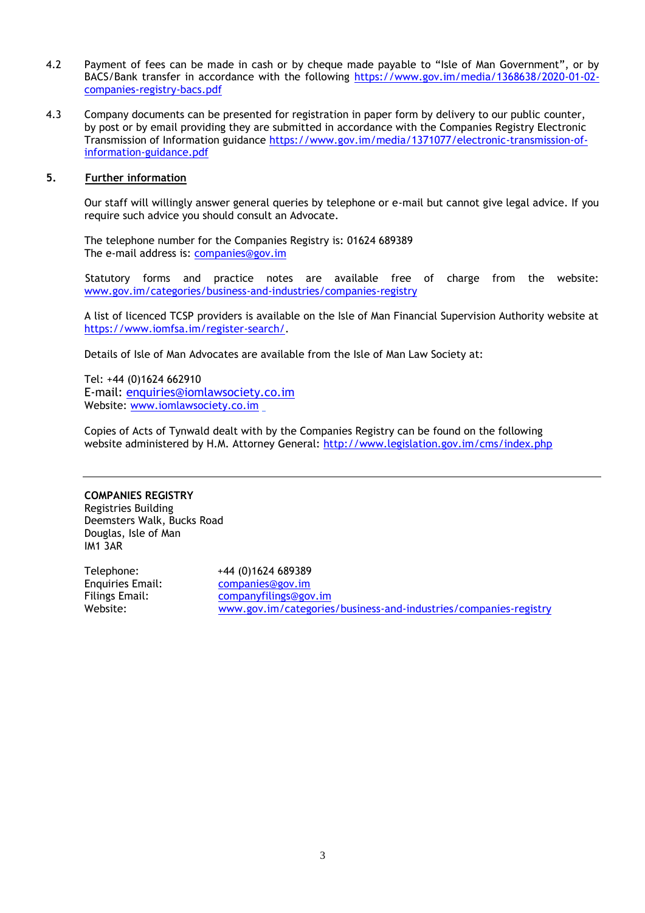4.2 Payment of fees can be made in cash or by cheque made payable to "Isle of Man Government", or by BACS/Bank transfer in accordance with the following https://www.gov.im/media/1368638/2020-01-02-companies-registry-bacs.pdf

4.3 Company documents can be presented for registration in paper form by delivery to our public counter, by post or by email providing they are submitted in accordance with the Companies Registry Electronic Transmission of Information guidance https://www.gov.im/media/1371077/electronic-transmission-of-information-guidance.pdf

## 5. Further information

Our staff will willingly answer general queries by telephone or e-mail but cannot give legal advice. If you require such advice you should consult an Advocate.

The telephone number for the Companies Registry is: 01624 689389
The e-mail address is: companies@gov.im

Statutory forms and practice notes are available free of charge from the website: www.gov.im/categories/business-and-industries/companies-registry

A list of licenced TCSP providers is available on the Isle of Man Financial Supervision Authority website at https://www.iomfsa.im/register-search/.

Details of Isle of Man Advocates are available from the Isle of Man Law Society at:

Tel: +44 (0)1624 662910
E-mail: enquiries@iomlawsociety.co.im
Website: www.iomlawsociety.co.im

Copies of Acts of Tynwald dealt with by the Companies Registry can be found on the following website administered by H.M. Attorney General: http://www.legislation.gov.im/cms/index.php

---

**COMPANIES REGISTRY**
Registries Building
Deemsters Walk, Bucks Road
Douglas, Isle of Man
IM1 3AR

| | |
|---|---|
| Telephone: | +44 (0)1624 689389 |
| Enquiries Email: | companies@gov.im |
| Filings Email: | companyfilings@gov.im |
| Website: | www.gov.im/categories/business-and-industries/companies-registry |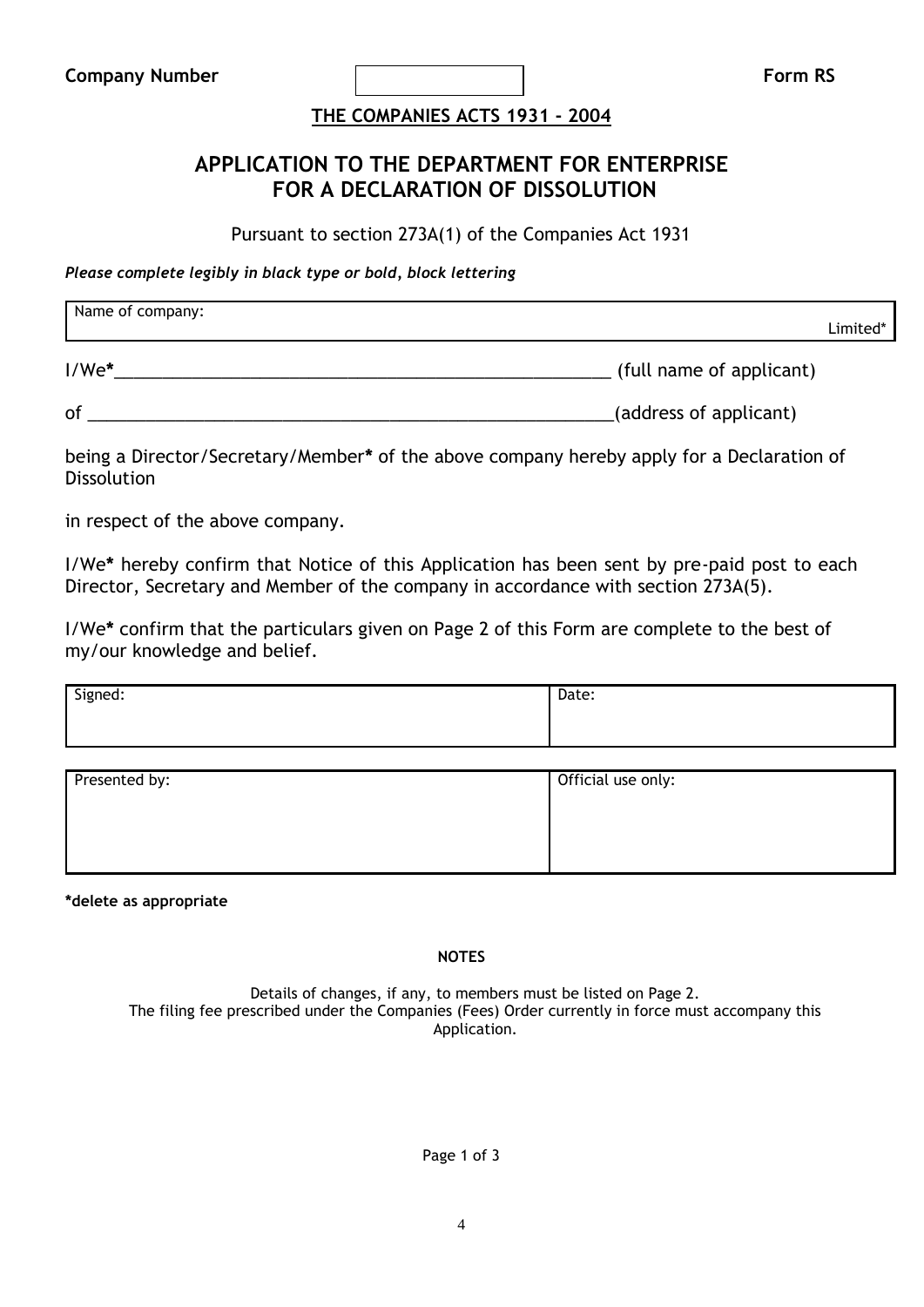| Company Number | | Form RS |
|---|---|---|

**THE COMPANIES ACTS 1931 - 2004**

# APPLICATION TO THE DEPARTMENT FOR ENTERPRISE FOR A DECLARATION OF DISSOLUTION

Pursuant to section 273A(1) of the Companies Act 1931

***Please complete legibly in black type or bold, block lettering***

| Name of company: Limited* |
|---|

I/We**\***\_\_\_\_\_\_\_\_\_\_\_\_\_\_\_\_\_\_\_\_\_\_\_\_\_\_\_\_\_\_\_\_\_\_\_\_\_\_\_\_\_\_\_\_\_\_\_\_ (full name of applicant)

of \_\_\_\_\_\_\_\_\_\_\_\_\_\_\_\_\_\_\_\_\_\_\_\_\_\_\_\_\_\_\_\_\_\_\_\_\_\_\_\_\_\_\_\_\_\_\_\_\_\_\_\_(address of applicant)

being a Director/Secretary/Member**\*** of the above company hereby apply for a Declaration of Dissolution

in respect of the above company.

I/We**\*** hereby confirm that Notice of this Application has been sent by pre-paid post to each Director, Secretary and Member of the company in accordance with section 273A(5).

I/We**\*** confirm that the particulars given on Page 2 of this Form are complete to the best of my/our knowledge and belief.

| Signed: | Date: |
|---|---|

| Presented by: | Official use only: |
|---|---|

**\*delete as appropriate**

**NOTES**

Details of changes, if any, to members must be listed on Page 2.
The filing fee prescribed under the Companies (Fees) Order currently in force must accompany this Application.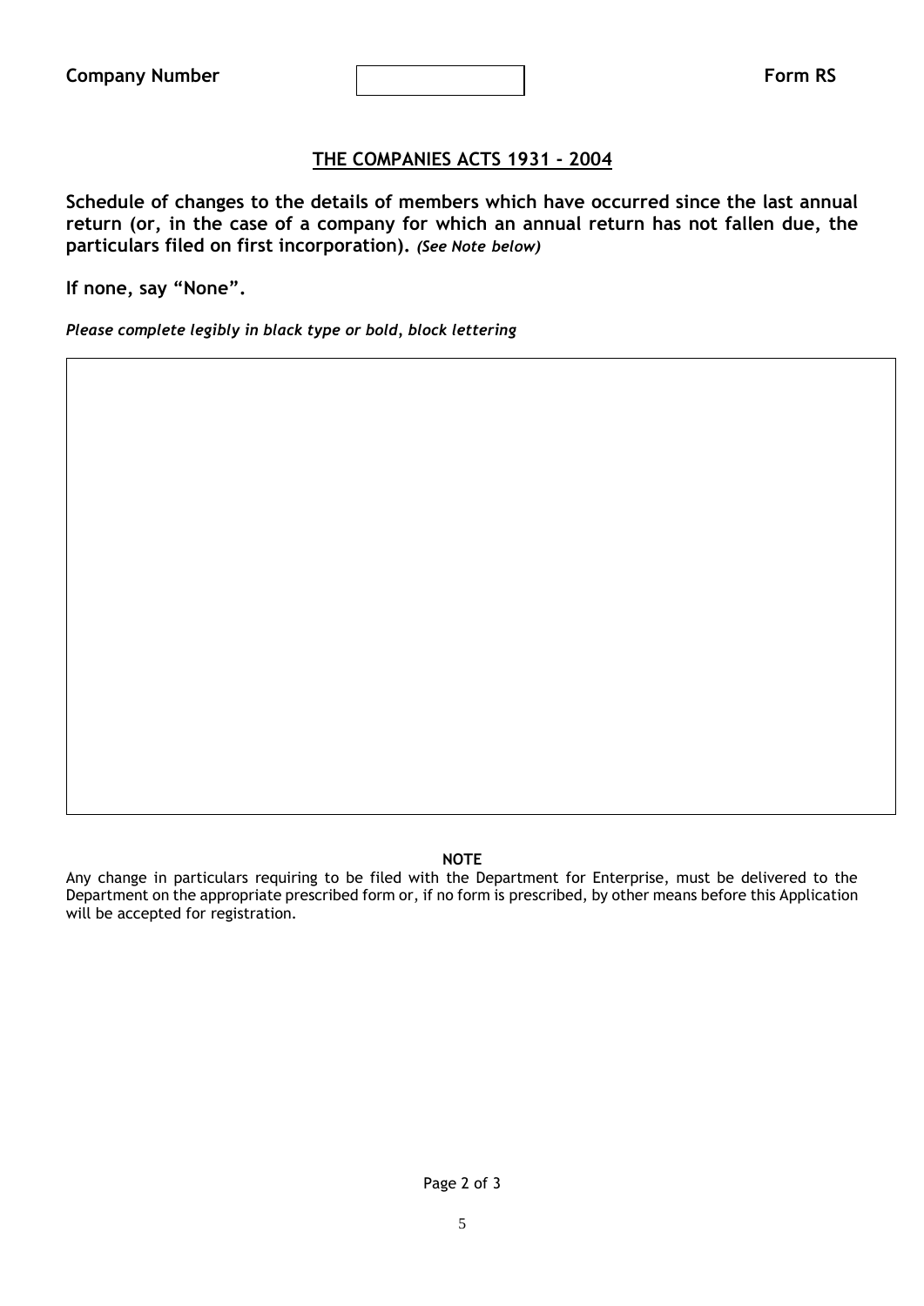**Company Number** | | **Form RS**

## THE COMPANIES ACTS 1931 - 2004

**Schedule of changes to the details of members which have occurred since the last annual return (or, in the case of a company for which an annual return has not fallen due, the particulars filed on first incorporation).** ***(See Note below)***

**If none, say "None".**

***Please complete legibly in black type or bold, block lettering***

**NOTE**

Any change in particulars requiring to be filed with the Department for Enterprise, must be delivered to the Department on the appropriate prescribed form or, if no form is prescribed, by other means before this Application will be accepted for registration.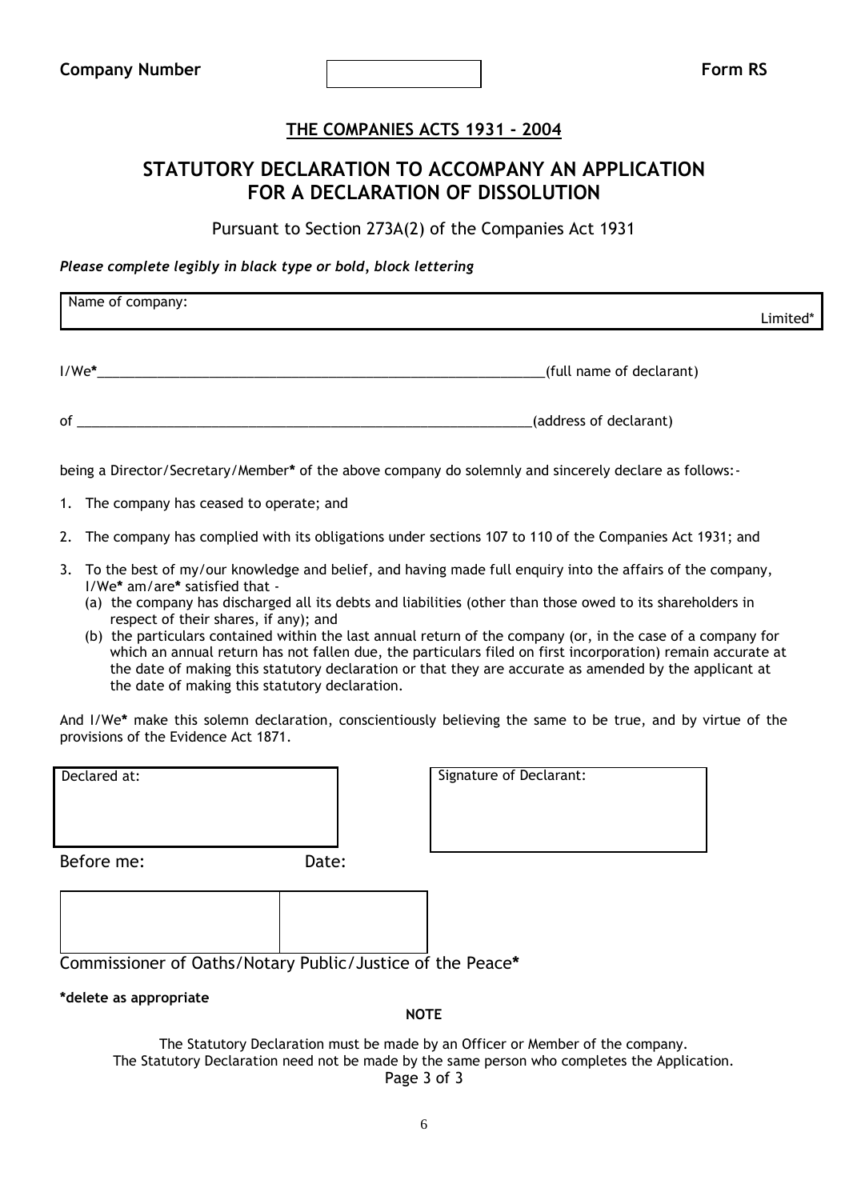**Company Number** | | **Form RS**

**THE COMPANIES ACTS 1931 - 2004**

# STATUTORY DECLARATION TO ACCOMPANY AN APPLICATION FOR A DECLARATION OF DISSOLUTION

Pursuant to Section 273A(2) of the Companies Act 1931

***Please complete legibly in black type or bold, block lettering***

| Name of company: | Limited* |
|---|---|

I/We**\*** ______________________________________________________________(full name of declarant)

of _____________________________________________________________(address of declarant)

being a Director/Secretary/Member**\*** of the above company do solemnly and sincerely declare as follows:-

1. The company has ceased to operate; and
2. The company has complied with its obligations under sections 107 to 110 of the Companies Act 1931; and
3. To the best of my/our knowledge and belief, and having made full enquiry into the affairs of the company, I/We**\*** am/are**\*** satisfied that -
   (a) the company has discharged all its debts and liabilities (other than those owed to its shareholders in respect of their shares, if any); and
   (b) the particulars contained within the last annual return of the company (or, in the case of a company for which an annual return has not fallen due, the particulars filed on first incorporation) remain accurate at the date of making this statutory declaration or that they are accurate as amended by the applicant at the date of making this statutory declaration.

And I/We**\*** make this solemn declaration, conscientiously believing the same to be true, and by virtue of the provisions of the Evidence Act 1871.

| Declared at: | Signature of Declarant: |
|---|---|
| | |

Before me: Date:

| | |
|---|---|
| | |

Commissioner of Oaths/Notary Public/Justice of the Peace**\***

**\*delete as appropriate**

**NOTE**

The Statutory Declaration must be made by an Officer or Member of the company.
The Statutory Declaration need not be made by the same person who completes the Application.